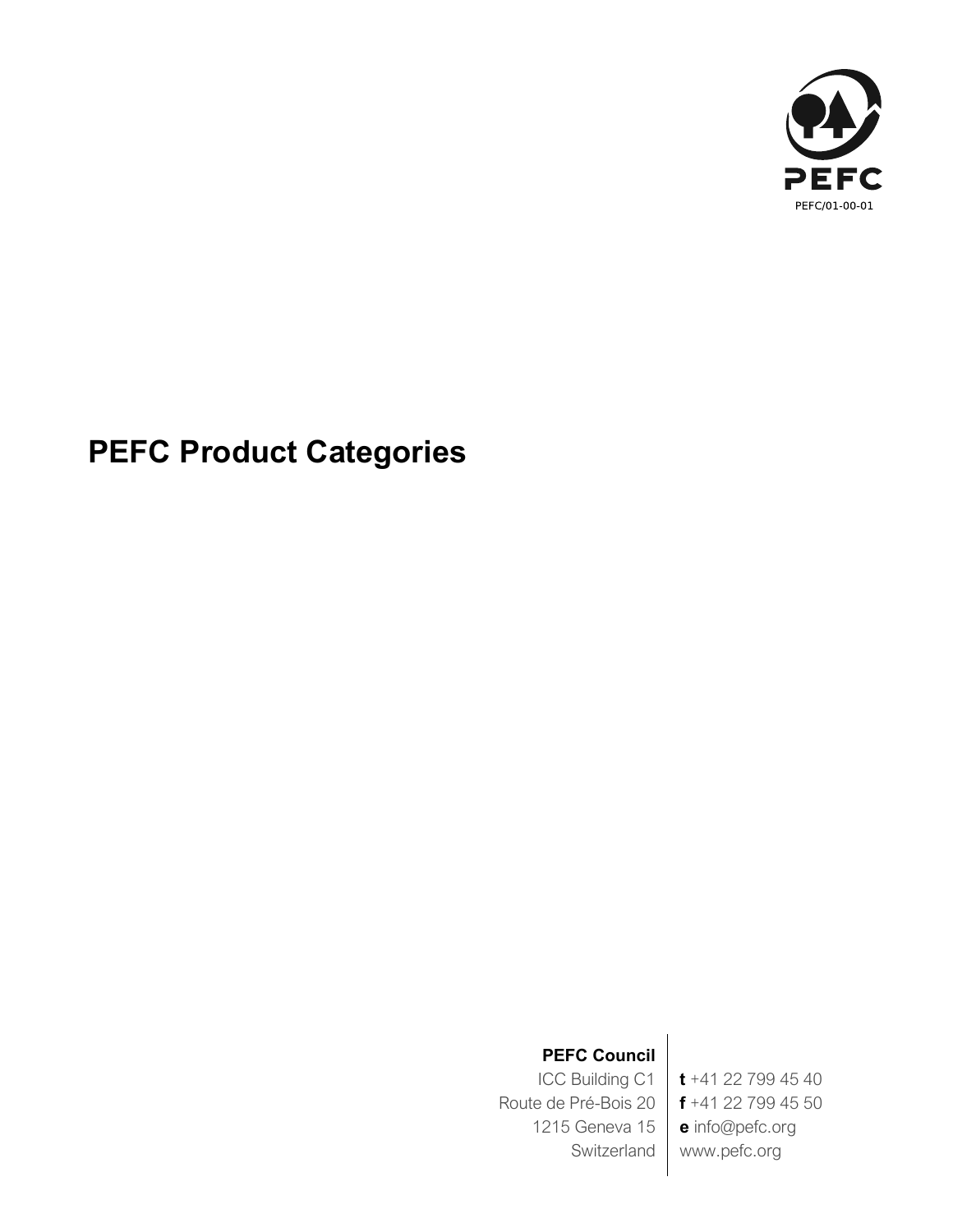PEFC/01-00-01

# PEFC Product Categories

**PEFC Council**
ICC Building C1
Route de Pré-Bois 20
1215 Geneva 15
Switzerland

**t** +41 22 799 45 40
**f** +41 22 799 45 50
**e** info@pefc.org
www.pefc.org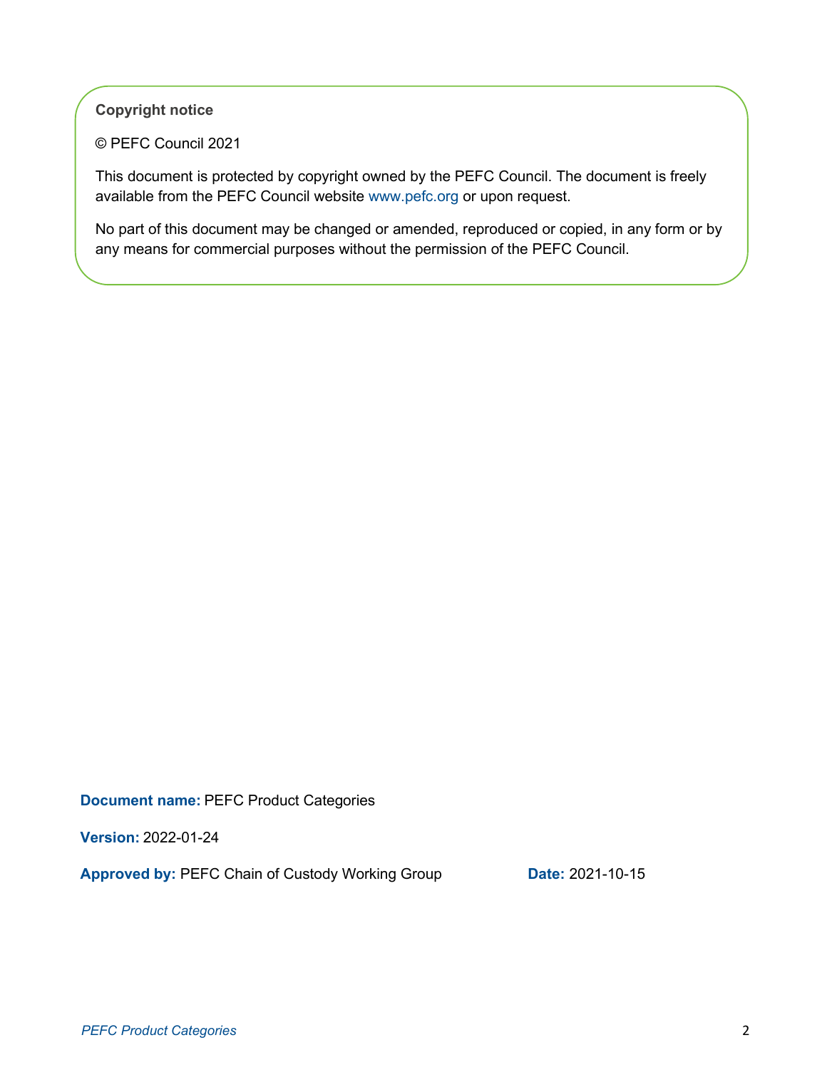**Copyright notice**

© PEFC Council 2021

This document is protected by copyright owned by the PEFC Council. The document is freely available from the PEFC Council website www.pefc.org or upon request.

No part of this document may be changed or amended, reproduced or copied, in any form or by any means for commercial purposes without the permission of the PEFC Council.

**Document name:** PEFC Product Categories

**Version:** 2022-01-24

**Approved by:** PEFC Chain of Custody Working Group **Date:** 2021-10-15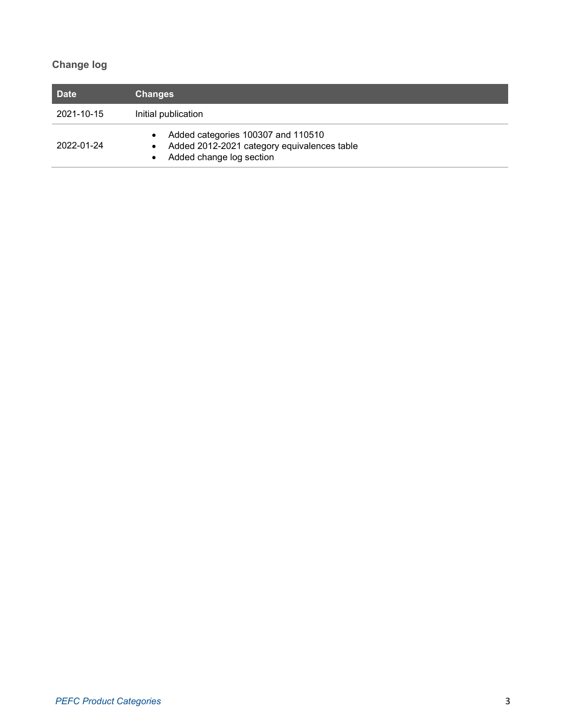## Change log

| Date | Changes |
| --- | --- |
| 2021-10-15 | Initial publication |
| 2022-01-24 | • Added categories 100307 and 110510<br>• Added 2012-2021 category equivalences table<br>• Added change log section |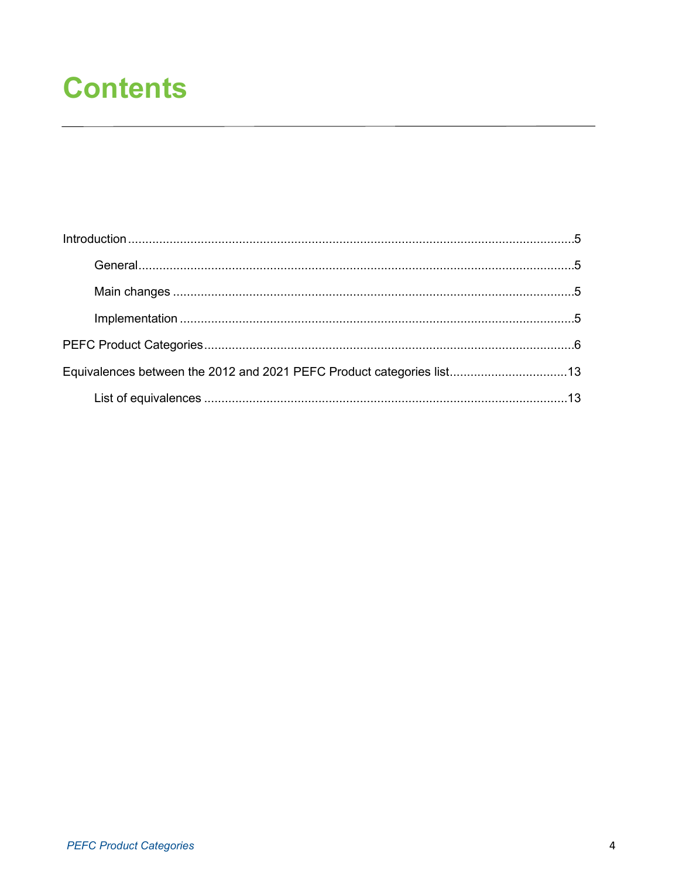# Contents

Introduction ..... 5

- General ..... 5
- Main changes ..... 5
- Implementation ..... 5

PEFC Product Categories ..... 6

Equivalences between the 2012 and 2021 PEFC Product categories list ..... 13

- List of equivalences ..... 13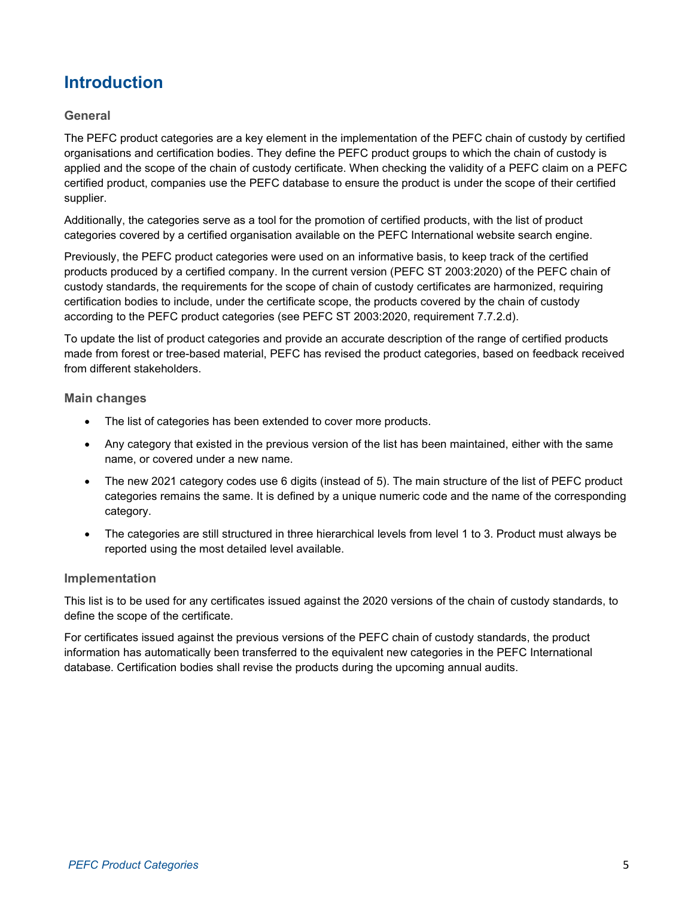# Introduction

## General

The PEFC product categories are a key element in the implementation of the PEFC chain of custody by certified organisations and certification bodies. They define the PEFC product groups to which the chain of custody is applied and the scope of the chain of custody certificate. When checking the validity of a PEFC claim on a PEFC certified product, companies use the PEFC database to ensure the product is under the scope of their certified supplier.

Additionally, the categories serve as a tool for the promotion of certified products, with the list of product categories covered by a certified organisation available on the PEFC International website search engine.

Previously, the PEFC product categories were used on an informative basis, to keep track of the certified products produced by a certified company. In the current version (PEFC ST 2003:2020) of the PEFC chain of custody standards, the requirements for the scope of chain of custody certificates are harmonized, requiring certification bodies to include, under the certificate scope, the products covered by the chain of custody according to the PEFC product categories (see PEFC ST 2003:2020, requirement 7.7.2.d).

To update the list of product categories and provide an accurate description of the range of certified products made from forest or tree-based material, PEFC has revised the product categories, based on feedback received from different stakeholders.

## Main changes

- The list of categories has been extended to cover more products.
- Any category that existed in the previous version of the list has been maintained, either with the same name, or covered under a new name.
- The new 2021 category codes use 6 digits (instead of 5). The main structure of the list of PEFC product categories remains the same. It is defined by a unique numeric code and the name of the corresponding category.
- The categories are still structured in three hierarchical levels from level 1 to 3. Product must always be reported using the most detailed level available.

## Implementation

This list is to be used for any certificates issued against the 2020 versions of the chain of custody standards, to define the scope of the certificate.

For certificates issued against the previous versions of the PEFC chain of custody standards, the product information has automatically been transferred to the equivalent new categories in the PEFC International database. Certification bodies shall revise the products during the upcoming annual audits.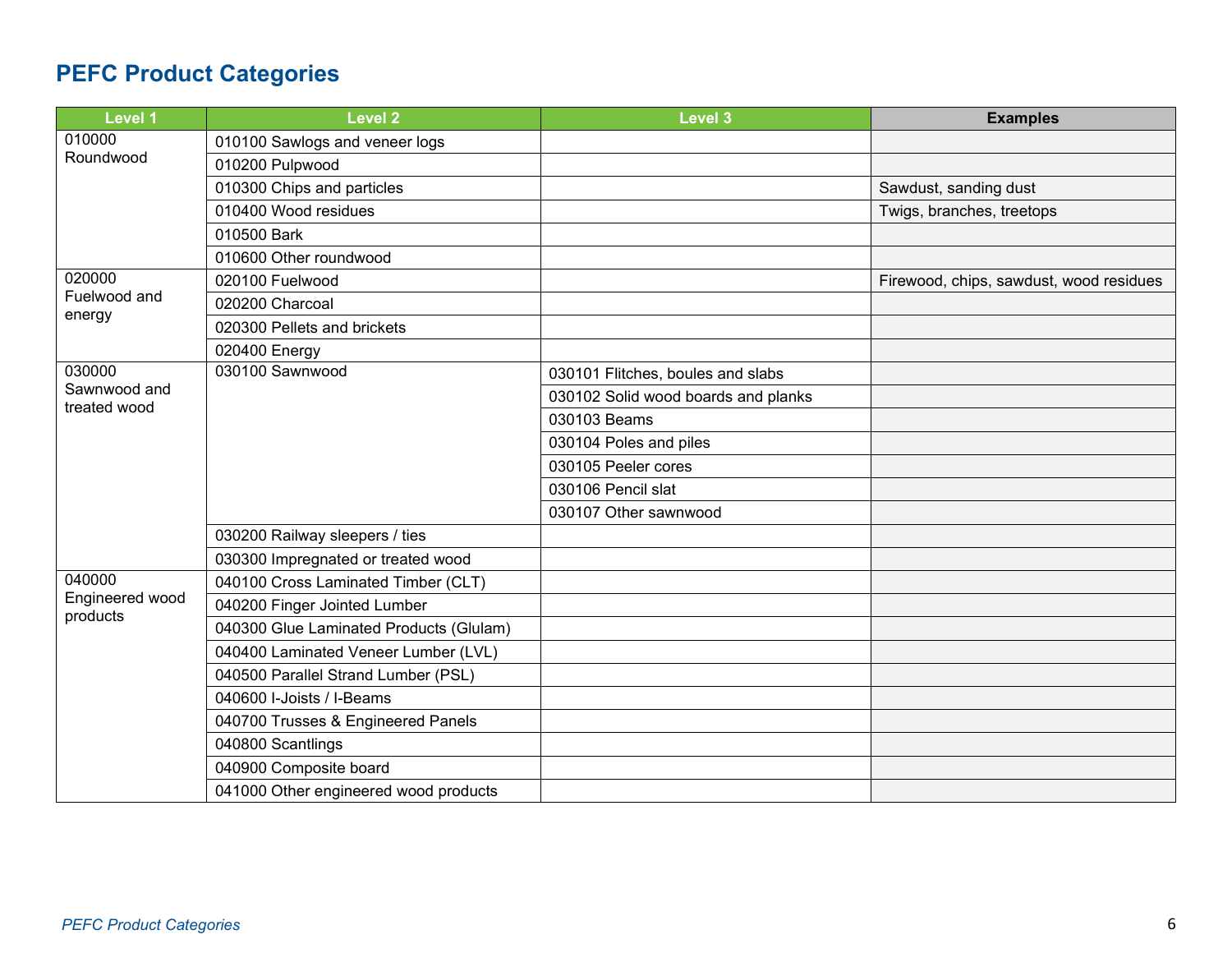## PEFC Product Categories

| Level 1 | Level 2 | Level 3 | Examples |
|---|---|---|---|
| 010000 Roundwood | 010100 Sawlogs and veneer logs | | |
| | 010200 Pulpwood | | |
| | 010300 Chips and particles | | Sawdust, sanding dust |
| | 010400 Wood residues | | Twigs, branches, treetops |
| | 010500 Bark | | |
| | 010600 Other roundwood | | |
| 020000 Fuelwood and energy | 020100 Fuelwood | | Firewood, chips, sawdust, wood residues |
| | 020200 Charcoal | | |
| | 020300 Pellets and brickets | | |
| | 020400 Energy | | |
| 030000 Sawnwood and treated wood | 030100 Sawnwood | 030101 Flitches, boules and slabs | |
| | | 030102 Solid wood boards and planks | |
| | | 030103 Beams | |
| | | 030104 Poles and piles | |
| | | 030105 Peeler cores | |
| | | 030106 Pencil slat | |
| | | 030107 Other sawnwood | |
| | 030200 Railway sleepers / ties | | |
| | 030300 Impregnated or treated wood | | |
| 040000 Engineered wood products | 040100 Cross Laminated Timber (CLT) | | |
| | 040200 Finger Jointed Lumber | | |
| | 040300 Glue Laminated Products (Glulam) | | |
| | 040400 Laminated Veneer Lumber (LVL) | | |
| | 040500 Parallel Strand Lumber (PSL) | | |
| | 040600 I-Joists / I-Beams | | |
| | 040700 Trusses & Engineered Panels | | |
| | 040800 Scantlings | | |
| | 040900 Composite board | | |
| | 041000 Other engineered wood products | | |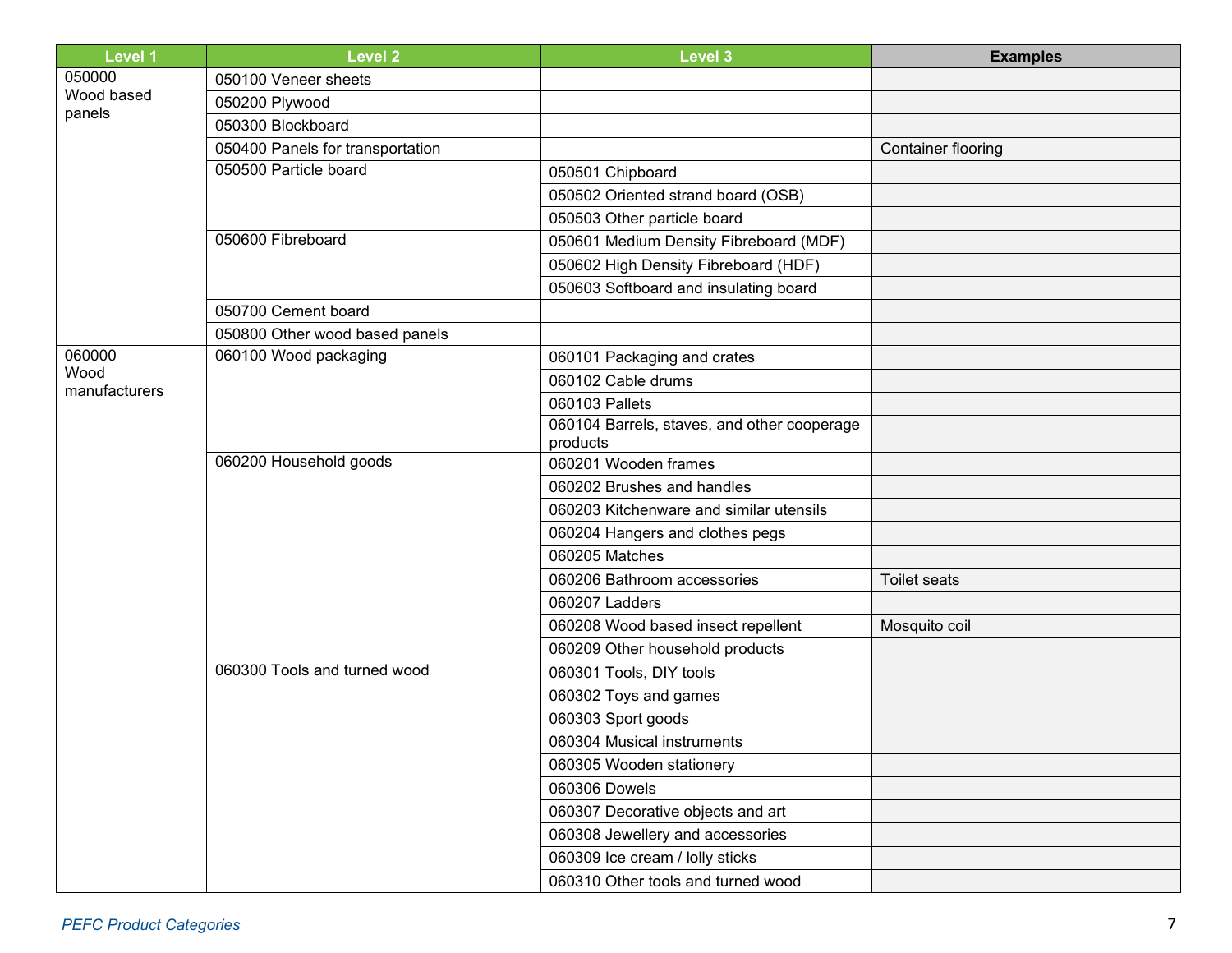| Level 1 | Level 2 | Level 3 | Examples |
|---|---|---|---|
| 050000 Wood based panels | 050100 Veneer sheets | | |
| | 050200 Plywood | | |
| | 050300 Blockboard | | |
| | 050400 Panels for transportation | | Container flooring |
| | 050500 Particle board | 050501 Chipboard | |
| | | 050502 Oriented strand board (OSB) | |
| | | 050503 Other particle board | |
| | 050600 Fibreboard | 050601 Medium Density Fibreboard (MDF) | |
| | | 050602 High Density Fibreboard (HDF) | |
| | | 050603 Softboard and insulating board | |
| | 050700 Cement board | | |
| | 050800 Other wood based panels | | |
| 060000 Wood manufacturers | 060100 Wood packaging | 060101 Packaging and crates | |
| | | 060102 Cable drums | |
| | | 060103 Pallets | |
| | | 060104 Barrels, staves, and other cooperage products | |
| | 060200 Household goods | 060201 Wooden frames | |
| | | 060202 Brushes and handles | |
| | | 060203 Kitchenware and similar utensils | |
| | | 060204 Hangers and clothes pegs | |
| | | 060205 Matches | |
| | | 060206 Bathroom accessories | Toilet seats |
| | | 060207 Ladders | |
| | | 060208 Wood based insect repellent | Mosquito coil |
| | | 060209 Other household products | |
| | 060300 Tools and turned wood | 060301 Tools, DIY tools | |
| | | 060302 Toys and games | |
| | | 060303 Sport goods | |
| | | 060304 Musical instruments | |
| | | 060305 Wooden stationery | |
| | | 060306 Dowels | |
| | | 060307 Decorative objects and art | |
| | | 060308 Jewellery and accessories | |
| | | 060309 Ice cream / lolly sticks | |
| | | 060310 Other tools and turned wood | |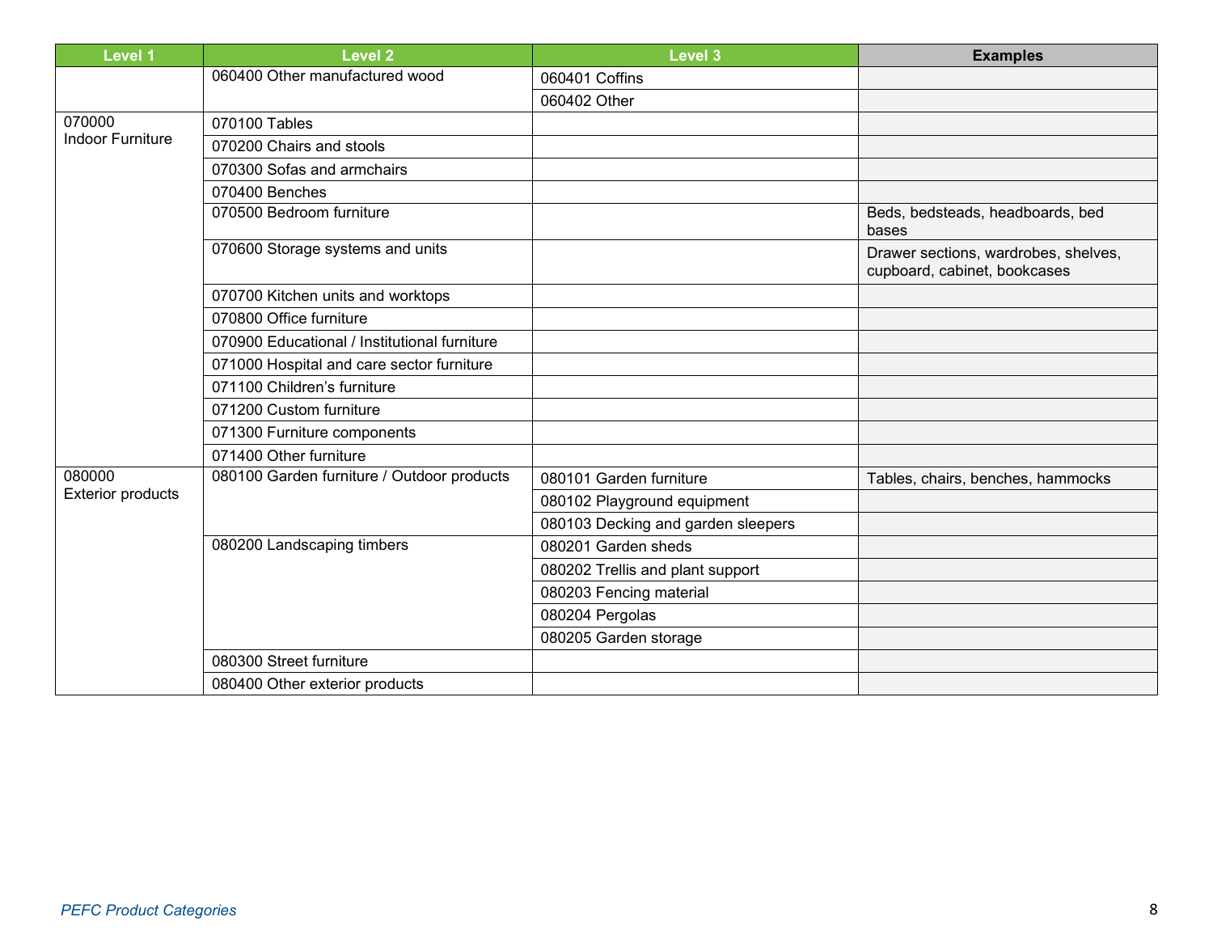| Level 1 | Level 2 | Level 3 | Examples |
|---|---|---|---|
| | 060400 Other manufactured wood | 060401 Coffins | |
| | | 060402 Other | |
| 070000 Indoor Furniture | 070100 Tables | | |
| | 070200 Chairs and stools | | |
| | 070300 Sofas and armchairs | | |
| | 070400 Benches | | |
| | 070500 Bedroom furniture | | Beds, bedsteads, headboards, bed bases |
| | 070600 Storage systems and units | | Drawer sections, wardrobes, shelves, cupboard, cabinet, bookcases |
| | 070700 Kitchen units and worktops | | |
| | 070800 Office furniture | | |
| | 070900 Educational / Institutional furniture | | |
| | 071000 Hospital and care sector furniture | | |
| | 071100 Children's furniture | | |
| | 071200 Custom furniture | | |
| | 071300 Furniture components | | |
| | 071400 Other furniture | | |
| 080000 Exterior products | 080100 Garden furniture / Outdoor products | 080101 Garden furniture | Tables, chairs, benches, hammocks |
| | | 080102 Playground equipment | |
| | | 080103 Decking and garden sleepers | |
| | 080200 Landscaping timbers | 080201 Garden sheds | |
| | | 080202 Trellis and plant support | |
| | | 080203 Fencing material | |
| | | 080204 Pergolas | |
| | | 080205 Garden storage | |
| | 080300 Street furniture | | |
| | 080400 Other exterior products | | |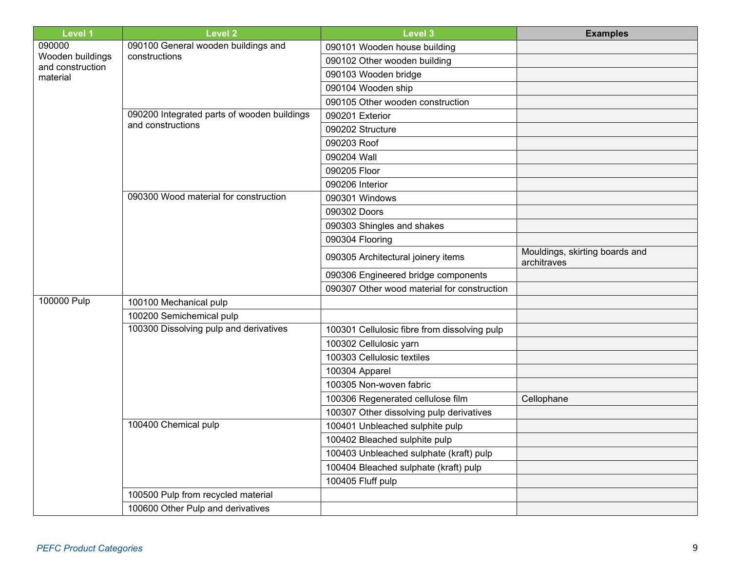| Level 1 | Level 2 | Level 3 | Examples |
|---|---|---|---|
| 090000 Wooden buildings and construction material | 090100 General wooden buildings and constructions | 090101 Wooden house building | |
| | | 090102 Other wooden building | |
| | | 090103 Wooden bridge | |
| | | 090104 Wooden ship | |
| | | 090105 Other wooden construction | |
| | 090200 Integrated parts of wooden buildings and constructions | 090201 Exterior | |
| | | 090202 Structure | |
| | | 090203 Roof | |
| | | 090204 Wall | |
| | | 090205 Floor | |
| | | 090206 Interior | |
| | 090300 Wood material for construction | 090301 Windows | |
| | | 090302 Doors | |
| | | 090303 Shingles and shakes | |
| | | 090304 Flooring | |
| | | 090305 Architectural joinery items | Mouldings, skirting boards and architraves |
| | | 090306 Engineered bridge components | |
| | | 090307 Other wood material for construction | |
| 100000 Pulp | 100100 Mechanical pulp | | |
| | 100200 Semichemical pulp | | |
| | 100300 Dissolving pulp and derivatives | 100301 Cellulosic fibre from dissolving pulp | |
| | | 100302 Cellulosic yarn | |
| | | 100303 Cellulosic textiles | |
| | | 100304 Apparel | |
| | | 100305 Non-woven fabric | |
| | | 100306 Regenerated cellulose film | Cellophane |
| | | 100307 Other dissolving pulp derivatives | |
| | 100400 Chemical pulp | 100401 Unbleached sulphite pulp | |
| | | 100402 Bleached sulphite pulp | |
| | | 100403 Unbleached sulphate (kraft) pulp | |
| | | 100404 Bleached sulphate (kraft) pulp | |
| | | 100405 Fluff pulp | |
| | 100500 Pulp from recycled material | | |
| | 100600 Other Pulp and derivatives | | |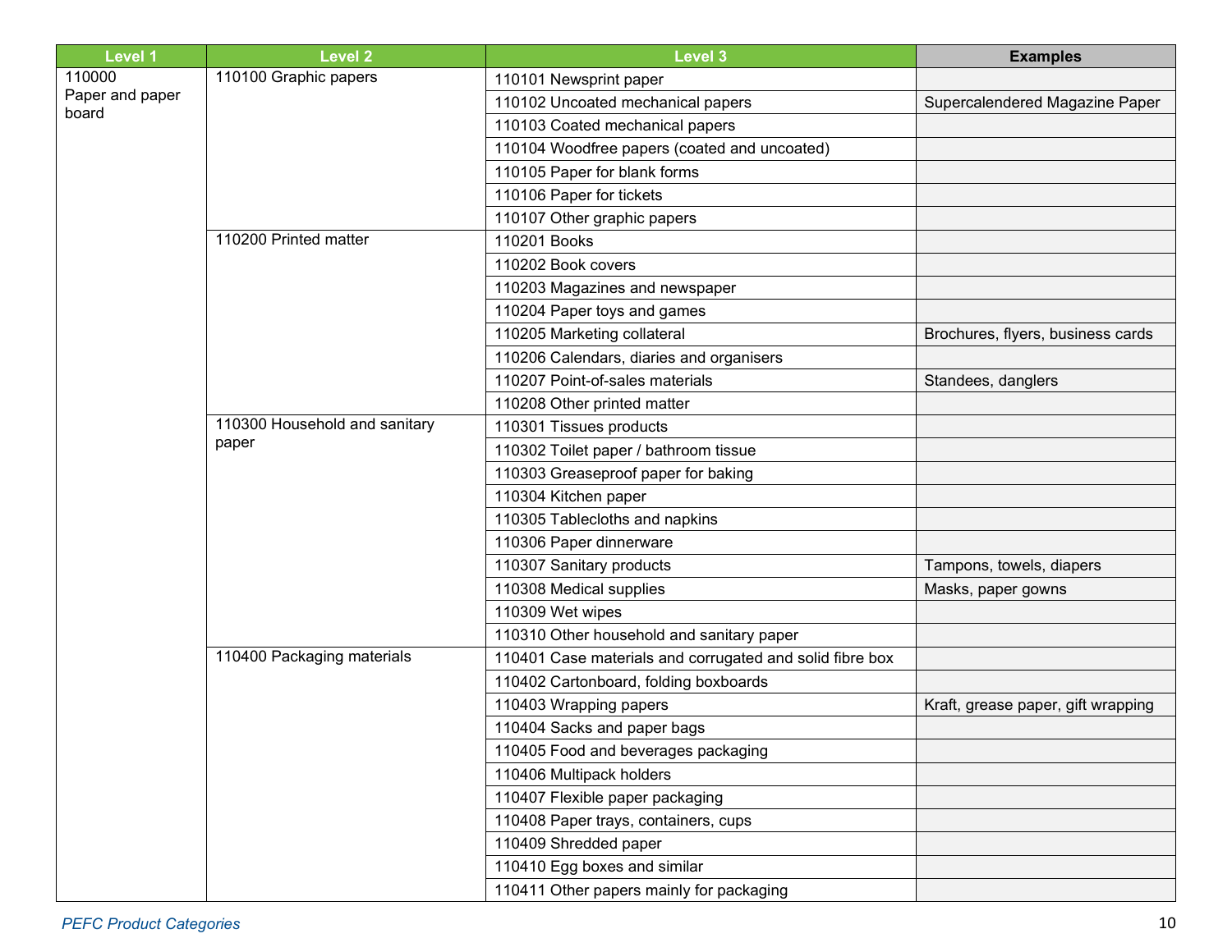| Level 1 | Level 2 | Level 3 | Examples |
|---|---|---|---|
| 110000 Paper and paper board | 110100 Graphic papers | 110101 Newsprint paper | |
| | | 110102 Uncoated mechanical papers | Supercalendered Magazine Paper |
| | | 110103 Coated mechanical papers | |
| | | 110104 Woodfree papers (coated and uncoated) | |
| | | 110105 Paper for blank forms | |
| | | 110106 Paper for tickets | |
| | | 110107 Other graphic papers | |
| | 110200 Printed matter | 110201 Books | |
| | | 110202 Book covers | |
| | | 110203 Magazines and newspaper | |
| | | 110204 Paper toys and games | |
| | | 110205 Marketing collateral | Brochures, flyers, business cards |
| | | 110206 Calendars, diaries and organisers | |
| | | 110207 Point-of-sales materials | Standees, danglers |
| | | 110208 Other printed matter | |
| | 110300 Household and sanitary paper | 110301 Tissues products | |
| | | 110302 Toilet paper / bathroom tissue | |
| | | 110303 Greaseproof paper for baking | |
| | | 110304 Kitchen paper | |
| | | 110305 Tablecloths and napkins | |
| | | 110306 Paper dinnerware | |
| | | 110307 Sanitary products | Tampons, towels, diapers |
| | | 110308 Medical supplies | Masks, paper gowns |
| | | 110309 Wet wipes | |
| | | 110310 Other household and sanitary paper | |
| | 110400 Packaging materials | 110401 Case materials and corrugated and solid fibre box | |
| | | 110402 Cartonboard, folding boxboards | |
| | | 110403 Wrapping papers | Kraft, grease paper, gift wrapping |
| | | 110404 Sacks and paper bags | |
| | | 110405 Food and beverages packaging | |
| | | 110406 Multipack holders | |
| | | 110407 Flexible paper packaging | |
| | | 110408 Paper trays, containers, cups | |
| | | 110409 Shredded paper | |
| | | 110410 Egg boxes and similar | |
| | | 110411 Other papers mainly for packaging | |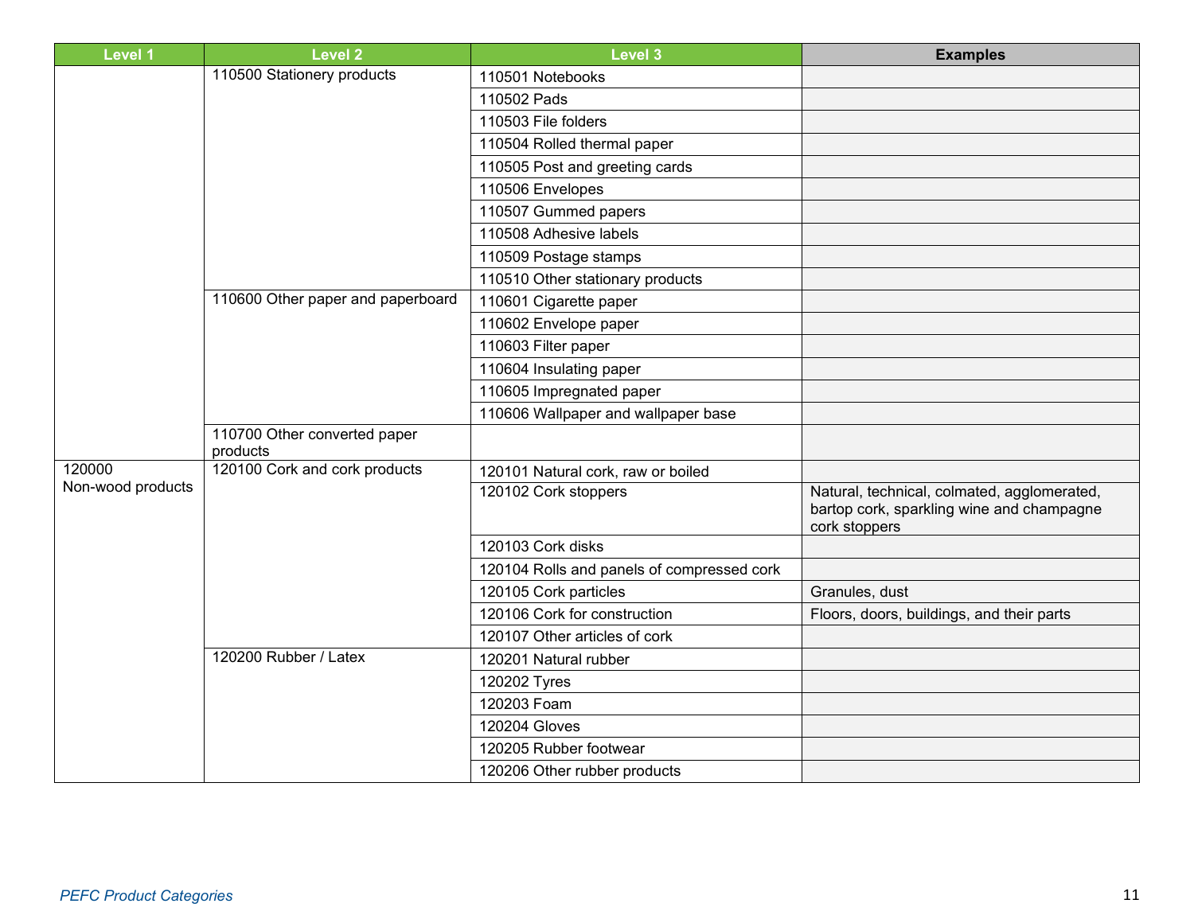| Level 1 | Level 2 | Level 3 | Examples |
|---|---|---|---|
| | 110500 Stationery products | 110501 Notebooks | |
| | | 110502 Pads | |
| | | 110503 File folders | |
| | | 110504 Rolled thermal paper | |
| | | 110505 Post and greeting cards | |
| | | 110506 Envelopes | |
| | | 110507 Gummed papers | |
| | | 110508 Adhesive labels | |
| | | 110509 Postage stamps | |
| | | 110510 Other stationary products | |
| | 110600 Other paper and paperboard | 110601 Cigarette paper | |
| | | 110602 Envelope paper | |
| | | 110603 Filter paper | |
| | | 110604 Insulating paper | |
| | | 110605 Impregnated paper | |
| | | 110606 Wallpaper and wallpaper base | |
| | 110700 Other converted paper products | | |
| 120000 Non-wood products | 120100 Cork and cork products | 120101 Natural cork, raw or boiled | |
| | | 120102 Cork stoppers | Natural, technical, colmated, agglomerated, bartop cork, sparkling wine and champagne cork stoppers |
| | | 120103 Cork disks | |
| | | 120104 Rolls and panels of compressed cork | |
| | | 120105 Cork particles | Granules, dust |
| | | 120106 Cork for construction | Floors, doors, buildings, and their parts |
| | | 120107 Other articles of cork | |
| | 120200 Rubber / Latex | 120201 Natural rubber | |
| | | 120202 Tyres | |
| | | 120203 Foam | |
| | | 120204 Gloves | |
| | | 120205 Rubber footwear | |
| | | 120206 Other rubber products | |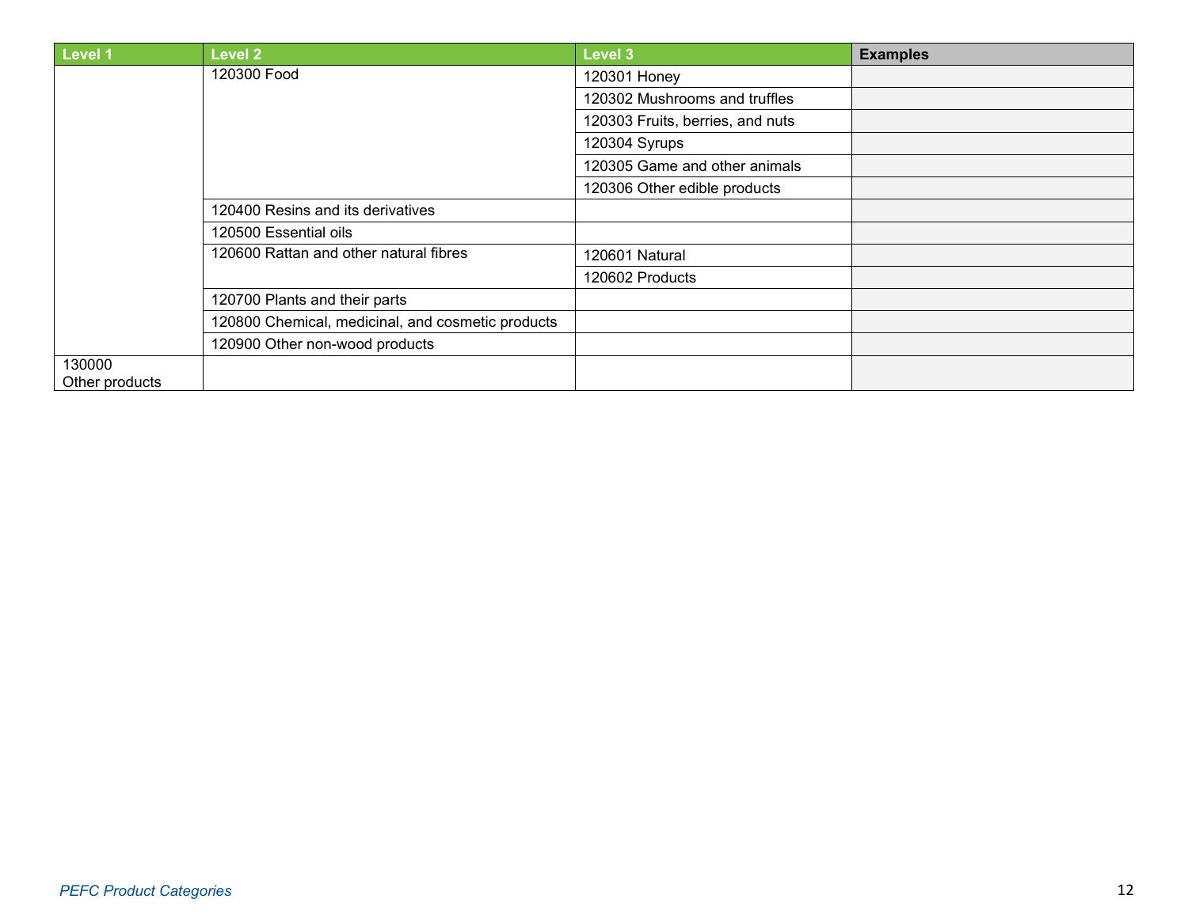| Level 1 | Level 2 | Level 3 | Examples |
|---|---|---|---|
| | 120300 Food | 120301 Honey | |
| | | 120302 Mushrooms and truffles | |
| | | 120303 Fruits, berries, and nuts | |
| | | 120304 Syrups | |
| | | 120305 Game and other animals | |
| | | 120306 Other edible products | |
| | 120400 Resins and its derivatives | | |
| | 120500 Essential oils | | |
| | 120600 Rattan and other natural fibres | 120601 Natural | |
| | | 120602 Products | |
| | 120700 Plants and their parts | | |
| | 120800 Chemical, medicinal, and cosmetic products | | |
| | 120900 Other non-wood products | | |
| 130000 Other products | | | |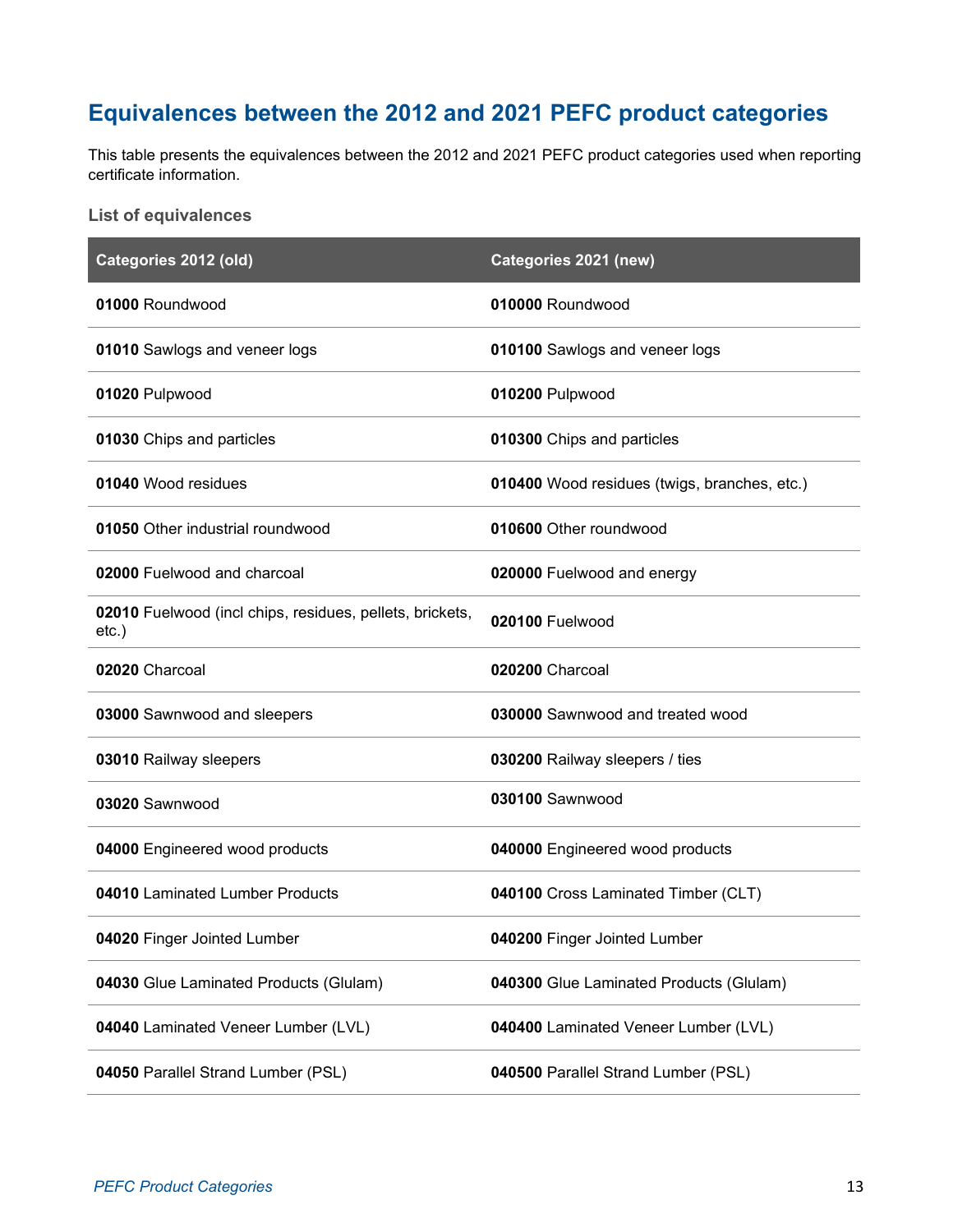## Equivalences between the 2012 and 2021 PEFC product categories

This table presents the equivalences between the 2012 and 2021 PEFC product categories used when reporting certificate information.

### List of equivalences

| Categories 2012 (old) | Categories 2021 (new) |
|---|---|
| **01000** Roundwood | **010000** Roundwood |
| **01010** Sawlogs and veneer logs | **010100** Sawlogs and veneer logs |
| **01020** Pulpwood | **010200** Pulpwood |
| **01030** Chips and particles | **010300** Chips and particles |
| **01040** Wood residues | **010400** Wood residues (twigs, branches, etc.) |
| **01050** Other industrial roundwood | **010600** Other roundwood |
| **02000** Fuelwood and charcoal | **020000** Fuelwood and energy |
| **02010** Fuelwood (incl chips, residues, pellets, brickets, etc.) | **020100** Fuelwood |
| **02020** Charcoal | **020200** Charcoal |
| **03000** Sawnwood and sleepers | **030000** Sawnwood and treated wood |
| **03010** Railway sleepers | **030200** Railway sleepers / ties |
| **03020** Sawnwood | **030100** Sawnwood |
| **04000** Engineered wood products | **040000** Engineered wood products |
| **04010** Laminated Lumber Products | **040100** Cross Laminated Timber (CLT) |
| **04020** Finger Jointed Lumber | **040200** Finger Jointed Lumber |
| **04030** Glue Laminated Products (Glulam) | **040300** Glue Laminated Products (Glulam) |
| **04040** Laminated Veneer Lumber (LVL) | **040400** Laminated Veneer Lumber (LVL) |
| **04050** Parallel Strand Lumber (PSL) | **040500** Parallel Strand Lumber (PSL) |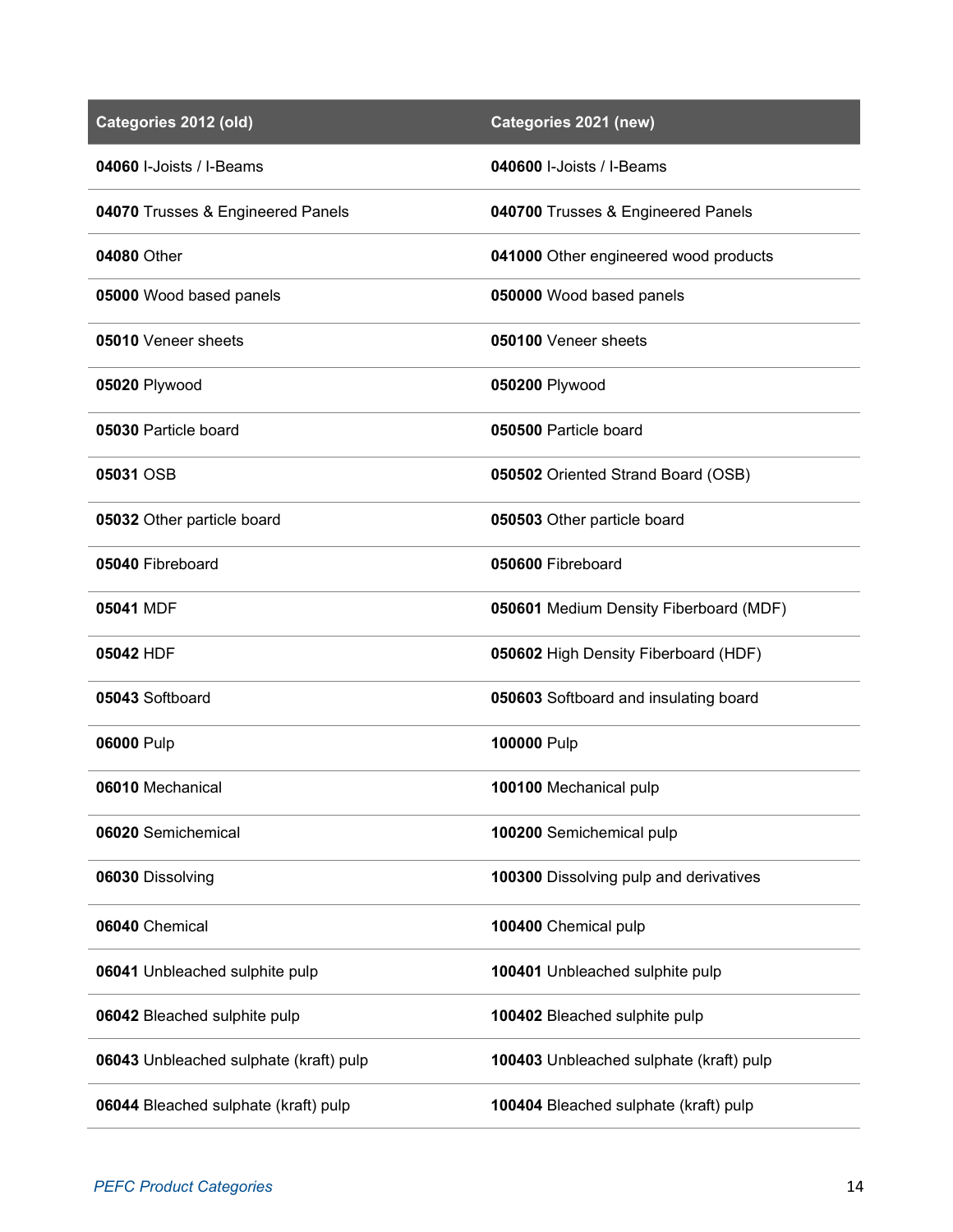| Categories 2012 (old) | Categories 2021 (new) |
|---|---|
| **04060** I-Joists / I-Beams | **040600** I-Joists / I-Beams |
| **04070** Trusses & Engineered Panels | **040700** Trusses & Engineered Panels |
| **04080** Other | **041000** Other engineered wood products |
| **05000** Wood based panels | **050000** Wood based panels |
| **05010** Veneer sheets | **050100** Veneer sheets |
| **05020** Plywood | **050200** Plywood |
| **05030** Particle board | **050500** Particle board |
| **05031** OSB | **050502** Oriented Strand Board (OSB) |
| **05032** Other particle board | **050503** Other particle board |
| **05040** Fibreboard | **050600** Fibreboard |
| **05041** MDF | **050601** Medium Density Fiberboard (MDF) |
| **05042** HDF | **050602** High Density Fiberboard (HDF) |
| **05043** Softboard | **050603** Softboard and insulating board |
| **06000** Pulp | **100000** Pulp |
| **06010** Mechanical | **100100** Mechanical pulp |
| **06020** Semichemical | **100200** Semichemical pulp |
| **06030** Dissolving | **100300** Dissolving pulp and derivatives |
| **06040** Chemical | **100400** Chemical pulp |
| **06041** Unbleached sulphite pulp | **100401** Unbleached sulphite pulp |
| **06042** Bleached sulphite pulp | **100402** Bleached sulphite pulp |
| **06043** Unbleached sulphate (kraft) pulp | **100403** Unbleached sulphate (kraft) pulp |
| **06044** Bleached sulphate (kraft) pulp | **100404** Bleached sulphate (kraft) pulp |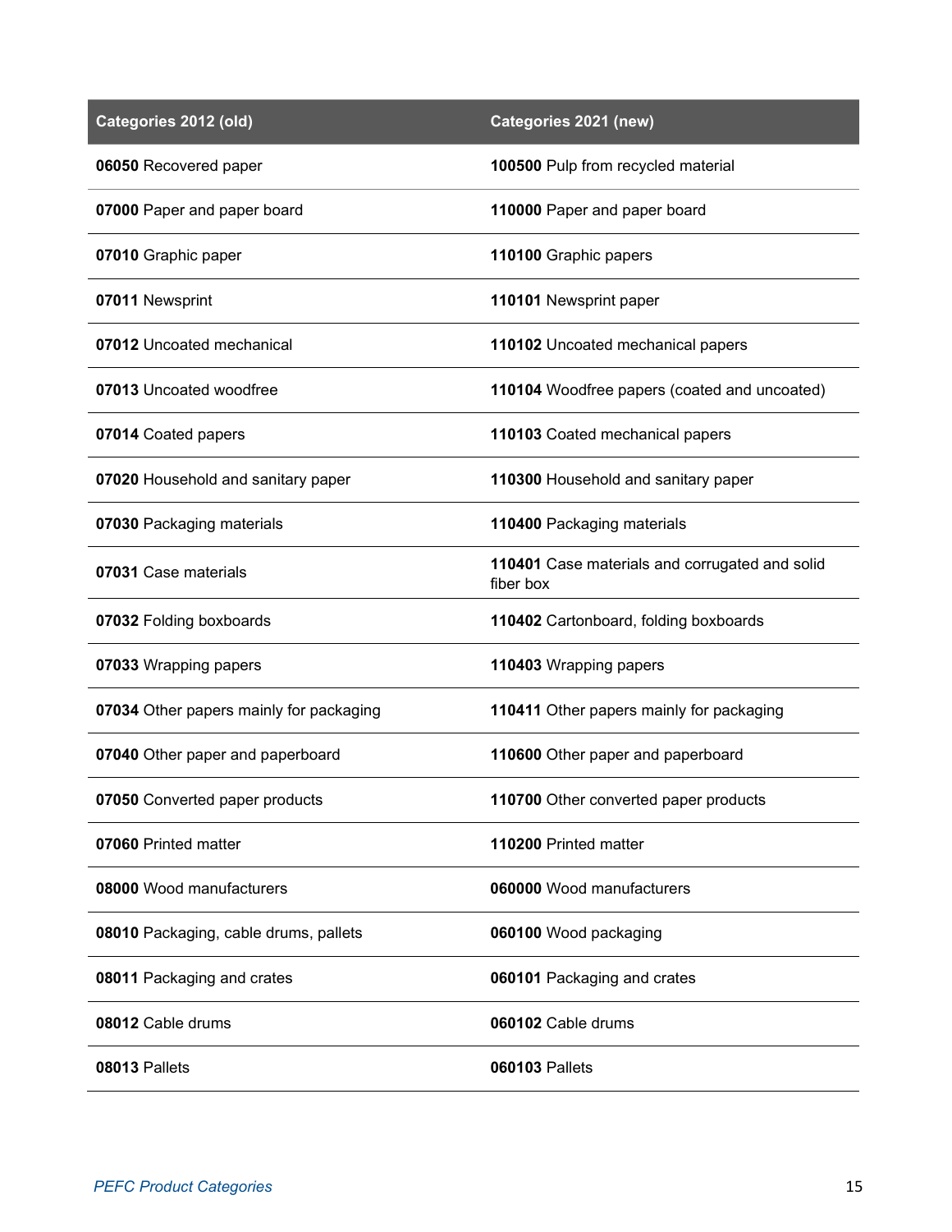| Categories 2012 (old) | Categories 2021 (new) |
|---|---|
| **06050** Recovered paper | **100500** Pulp from recycled material |
| **07000** Paper and paper board | **110000** Paper and paper board |
| **07010** Graphic paper | **110100** Graphic papers |
| **07011** Newsprint | **110101** Newsprint paper |
| **07012** Uncoated mechanical | **110102** Uncoated mechanical papers |
| **07013** Uncoated woodfree | **110104** Woodfree papers (coated and uncoated) |
| **07014** Coated papers | **110103** Coated mechanical papers |
| **07020** Household and sanitary paper | **110300** Household and sanitary paper |
| **07030** Packaging materials | **110400** Packaging materials |
| **07031** Case materials | **110401** Case materials and corrugated and solid fiber box |
| **07032** Folding boxboards | **110402** Cartonboard, folding boxboards |
| **07033** Wrapping papers | **110403** Wrapping papers |
| **07034** Other papers mainly for packaging | **110411** Other papers mainly for packaging |
| **07040** Other paper and paperboard | **110600** Other paper and paperboard |
| **07050** Converted paper products | **110700** Other converted paper products |
| **07060** Printed matter | **110200** Printed matter |
| **08000** Wood manufacturers | **060000** Wood manufacturers |
| **08010** Packaging, cable drums, pallets | **060100** Wood packaging |
| **08011** Packaging and crates | **060101** Packaging and crates |
| **08012** Cable drums | **060102** Cable drums |
| **08013** Pallets | **060103** Pallets |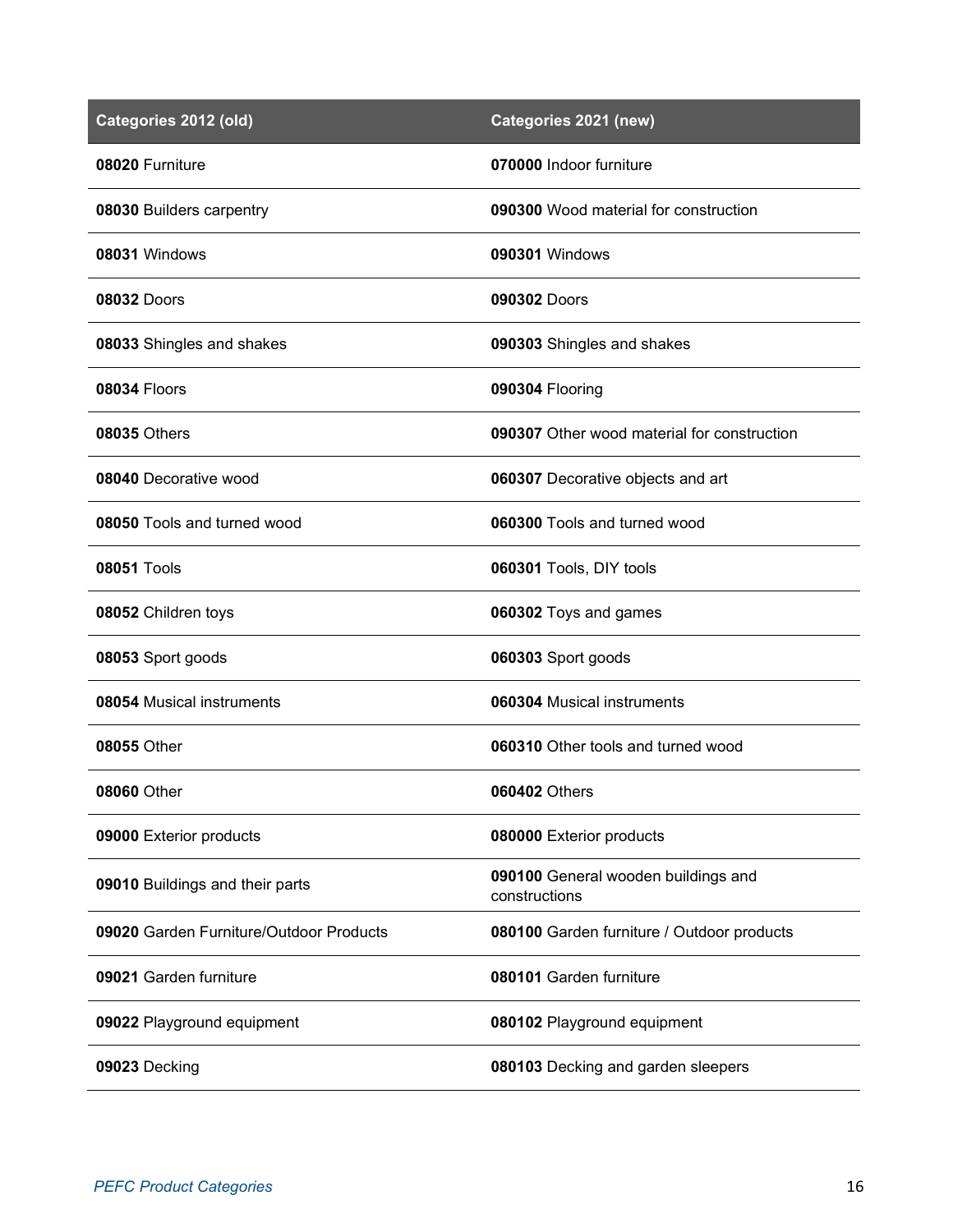| Categories 2012 (old) | Categories 2021 (new) |
|---|---|
| **08020** Furniture | **070000** Indoor furniture |
| **08030** Builders carpentry | **090300** Wood material for construction |
| **08031** Windows | **090301** Windows |
| **08032** Doors | **090302** Doors |
| **08033** Shingles and shakes | **090303** Shingles and shakes |
| **08034** Floors | **090304** Flooring |
| **08035** Others | **090307** Other wood material for construction |
| **08040** Decorative wood | **060307** Decorative objects and art |
| **08050** Tools and turned wood | **060300** Tools and turned wood |
| **08051** Tools | **060301** Tools, DIY tools |
| **08052** Children toys | **060302** Toys and games |
| **08053** Sport goods | **060303** Sport goods |
| **08054** Musical instruments | **060304** Musical instruments |
| **08055** Other | **060310** Other tools and turned wood |
| **08060** Other | **060402** Others |
| **09000** Exterior products | **080000** Exterior products |
| **09010** Buildings and their parts | **090100** General wooden buildings and constructions |
| **09020** Garden Furniture/Outdoor Products | **080100** Garden furniture / Outdoor products |
| **09021** Garden furniture | **080101** Garden furniture |
| **09022** Playground equipment | **080102** Playground equipment |
| **09023** Decking | **080103** Decking and garden sleepers |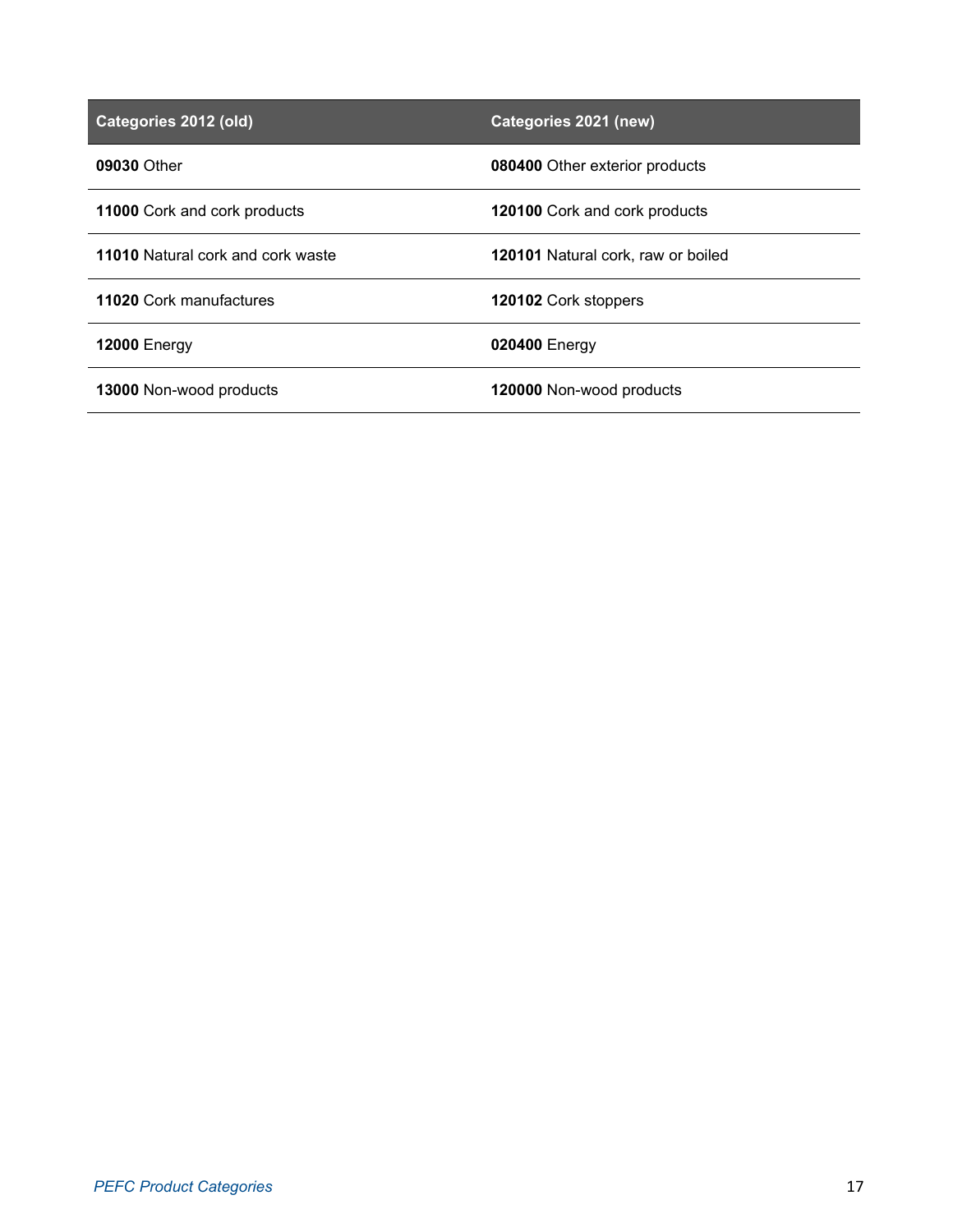| Categories 2012 (old) | Categories 2021 (new) |
|---|---|
| **09030** Other | **080400** Other exterior products |
| **11000** Cork and cork products | **120100** Cork and cork products |
| **11010** Natural cork and cork waste | **120101** Natural cork, raw or boiled |
| **11020** Cork manufactures | **120102** Cork stoppers |
| **12000** Energy | **020400** Energy |
| **13000** Non-wood products | **120000** Non-wood products |